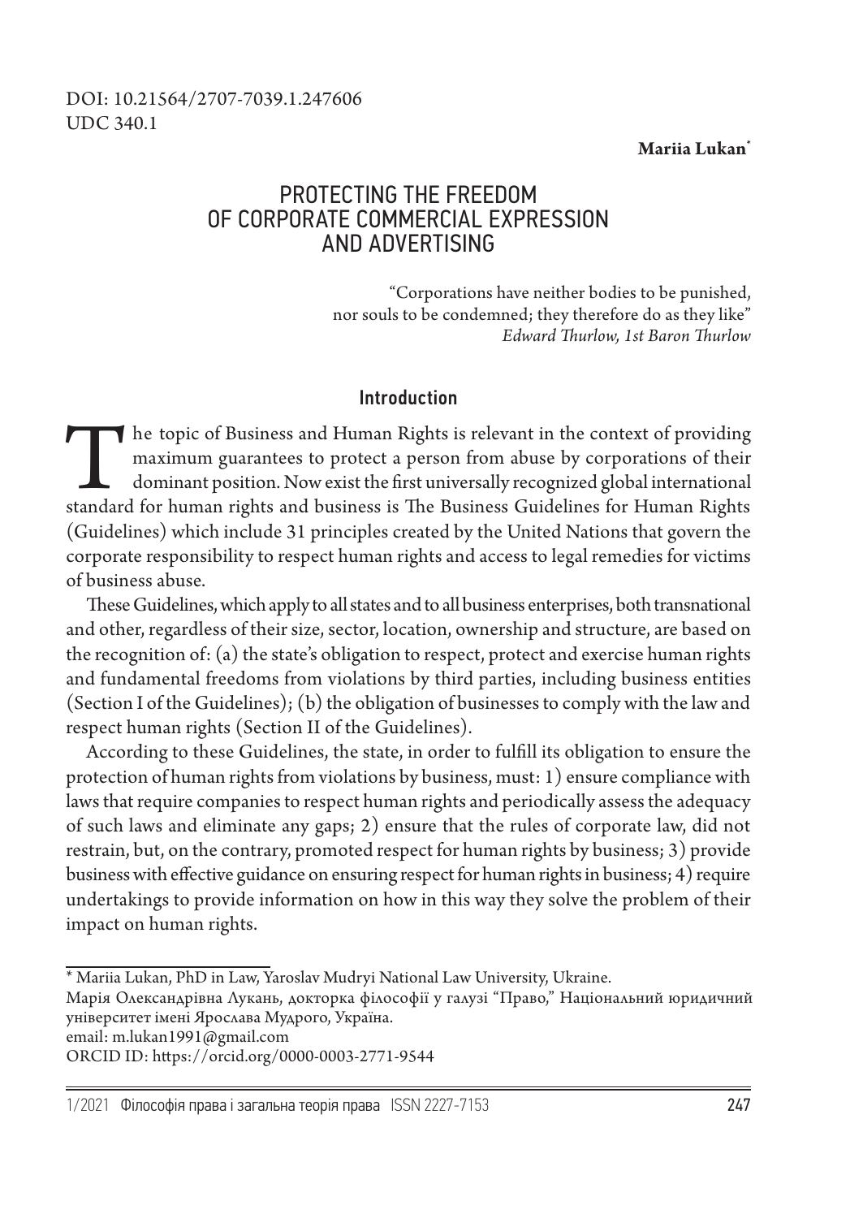DOI: 10.21564/2707-7039.1.247606
UDC 340.1

**Mariia Lukan***

# PROTECTING THE FREEDOM OF CORPORATE COMMERCIAL EXPRESSION AND ADVERTISING

"Corporations have neither bodies to be punished, nor souls to be condemned; they therefore do as they like"
*Edward Thurlow, 1st Baron Thurlow*

## Introduction

The topic of Business and Human Rights is relevant in the context of providing maximum guarantees to protect a person from abuse by corporations of their dominant position. Now exist the first universally recognized global international standard for human rights and business is The Business Guidelines for Human Rights (Guidelines) which include 31 principles created by the United Nations that govern the corporate responsibility to respect human rights and access to legal remedies for victims of business abuse.

These Guidelines, which apply to all states and to all business enterprises, both transnational and other, regardless of their size, sector, location, ownership and structure, are based on the recognition of: (a) the state's obligation to respect, protect and exercise human rights and fundamental freedoms from violations by third parties, including business entities (Section I of the Guidelines); (b) the obligation of businesses to comply with the law and respect human rights (Section II of the Guidelines).

According to these Guidelines, the state, in order to fulfill its obligation to ensure the protection of human rights from violations by business, must: 1) ensure compliance with laws that require companies to respect human rights and periodically assess the adequacy of such laws and eliminate any gaps; 2) ensure that the rules of corporate law, did not restrain, but, on the contrary, promoted respect for human rights by business; 3) provide business with effective guidance on ensuring respect for human rights in business; 4) require undertakings to provide information on how in this way they solve the problem of their impact on human rights.

---

\* Mariia Lukan, PhD in Law, Yaroslav Mudryi National Law University, Ukraine.
Марія Олександрівна Лукань, докторка філософії у галузі "Право," Національний юридичний університет імені Ярослава Мудрого, Україна.
email: m.lukan1991@gmail.com
ORCID ID: https://orcid.org/0000-0003-2771-9544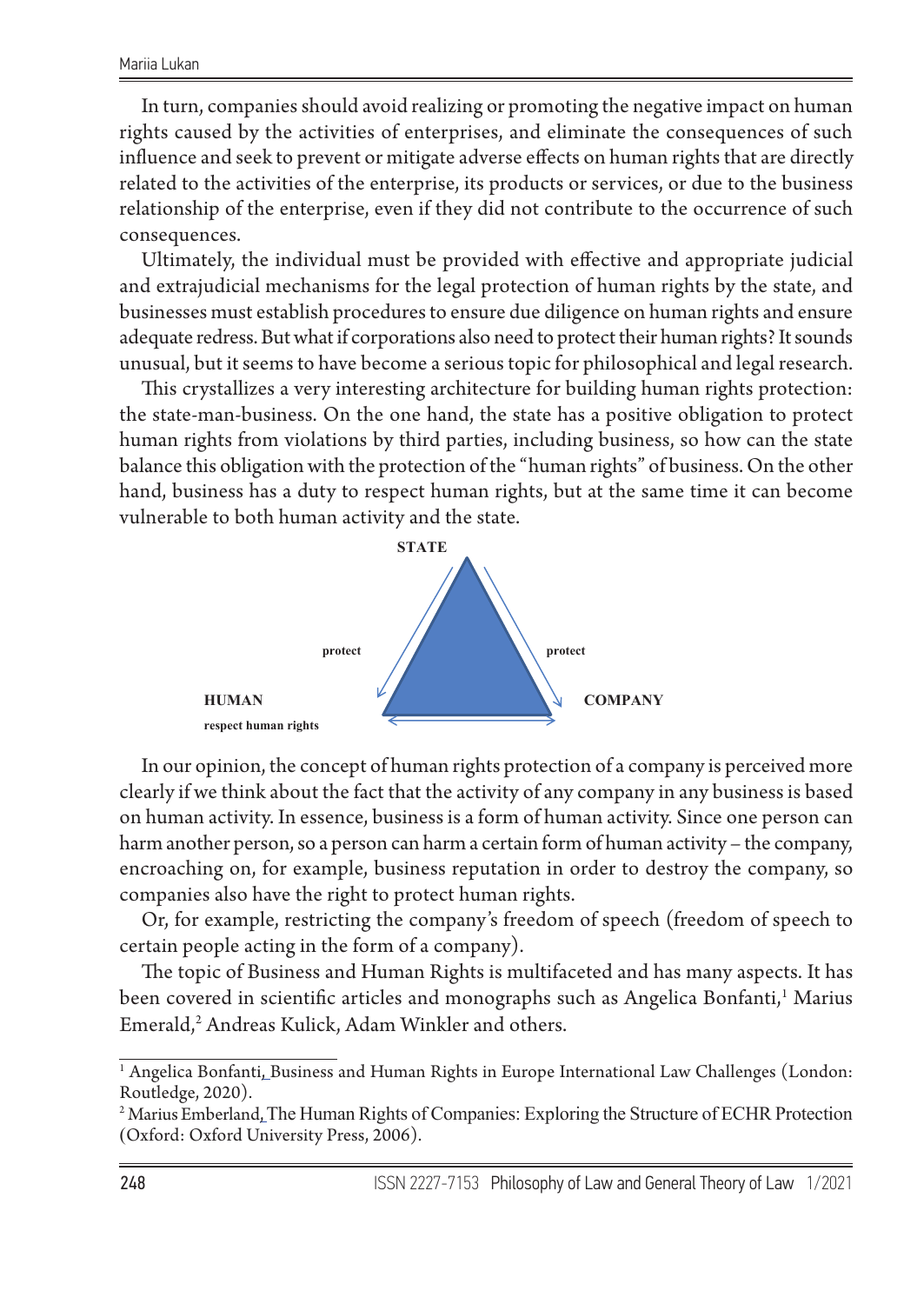In turn, companies should avoid realizing or promoting the negative impact on human rights caused by the activities of enterprises, and eliminate the consequences of such influence and seek to prevent or mitigate adverse effects on human rights that are directly related to the activities of the enterprise, its products or services, or due to the business relationship of the enterprise, even if they did not contribute to the occurrence of such consequences.

Ultimately, the individual must be provided with effective and appropriate judicial and extrajudicial mechanisms for the legal protection of human rights by the state, and businesses must establish procedures to ensure due diligence on human rights and ensure adequate redress. But what if corporations also need to protect their human rights? It sounds unusual, but it seems to have become a serious topic for philosophical and legal research.

This crystallizes a very interesting architecture for building human rights protection: the state-man-business. On the one hand, the state has a positive obligation to protect human rights from violations by third parties, including business, so how can the state balance this obligation with the protection of the "human rights" of business. On the other hand, business has a duty to respect human rights, but at the same time it can become vulnerable to both human activity and the state.

**STATE**

**protect** **protect**

**HUMAN** **COMPANY**

**respect human rights**

In our opinion, the concept of human rights protection of a company is perceived more clearly if we think about the fact that the activity of any company in any business is based on human activity. In essence, business is a form of human activity. Since one person can harm another person, so a person can harm a certain form of human activity – the company, encroaching on, for example, business reputation in order to destroy the company, so companies also have the right to protect human rights.

Or, for example, restricting the company's freedom of speech (freedom of speech to certain people acting in the form of a company).

The topic of Business and Human Rights is multifaceted and has many aspects. It has been covered in scientific articles and monographs such as Angelica Bonfanti,[1] Marius Emerald,[2] Andreas Kulick, Adam Winkler and others.

---

[1] Angelica Bonfanti, Business and Human Rights in Europe International Law Challenges (London: Routledge, 2020).

[2] Marius Emberland, The Human Rights of Companies: Exploring the Structure of ECHR Protection (Oxford: Oxford University Press, 2006).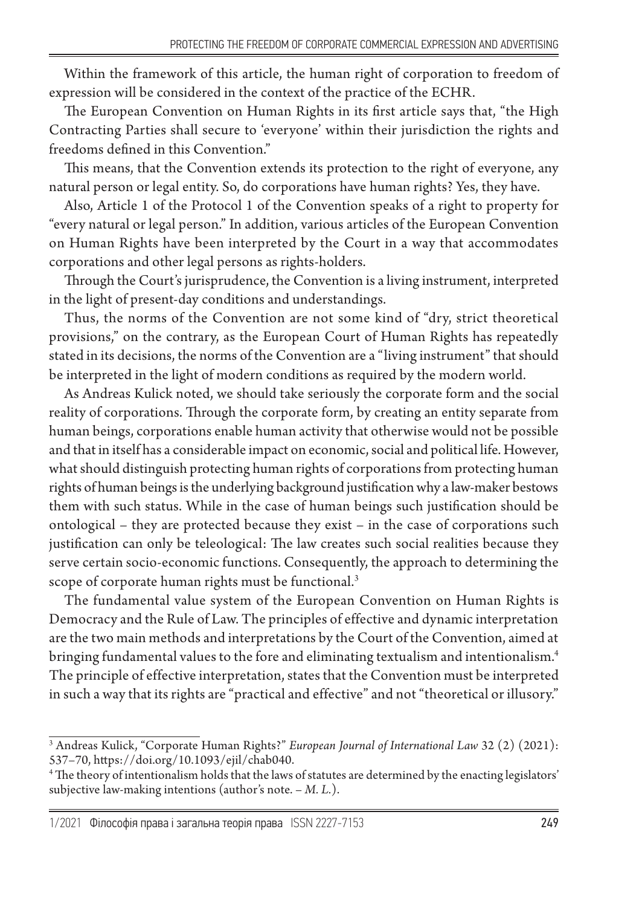Within the framework of this article, the human right of corporation to freedom of expression will be considered in the context of the practice of the ECHR.

The European Convention on Human Rights in its first article says that, "the High Contracting Parties shall secure to 'everyone' within their jurisdiction the rights and freedoms defined in this Convention."

This means, that the Convention extends its protection to the right of everyone, any natural person or legal entity. So, do corporations have human rights? Yes, they have.

Also, Article 1 of the Protocol 1 of the Convention speaks of a right to property for "every natural or legal person." In addition, various articles of the European Convention on Human Rights have been interpreted by the Court in a way that accommodates corporations and other legal persons as rights-holders.

Through the Court's jurisprudence, the Convention is a living instrument, interpreted in the light of present-day conditions and understandings.

Thus, the norms of the Convention are not some kind of "dry, strict theoretical provisions," on the contrary, as the European Court of Human Rights has repeatedly stated in its decisions, the norms of the Convention are a "living instrument" that should be interpreted in the light of modern conditions as required by the modern world.

As Andreas Kulick noted, we should take seriously the corporate form and the social reality of corporations. Through the corporate form, by creating an entity separate from human beings, corporations enable human activity that otherwise would not be possible and that in itself has a considerable impact on economic, social and political life. However, what should distinguish protecting human rights of corporations from protecting human rights of human beings is the underlying background justification why a law-maker bestows them with such status. While in the case of human beings such justification should be ontological – they are protected because they exist – in the case of corporations such justification can only be teleological: The law creates such social realities because they serve certain socio-economic functions. Consequently, the approach to determining the scope of corporate human rights must be functional.[3]

The fundamental value system of the European Convention on Human Rights is Democracy and the Rule of Law. The principles of effective and dynamic interpretation are the two main methods and interpretations by the Court of the Convention, aimed at bringing fundamental values to the fore and eliminating textualism and intentionalism.[4] The principle of effective interpretation, states that the Convention must be interpreted in such a way that its rights are "practical and effective" and not "theoretical or illusory."

---

[3] Andreas Kulick, "Corporate Human Rights?" *European Journal of International Law* 32 (2) (2021): 537–70, https://doi.org/10.1093/ejil/chab040.

[4] The theory of intentionalism holds that the laws of statutes are determined by the enacting legislators' subjective law-making intentions (author's note. – *M. L.*).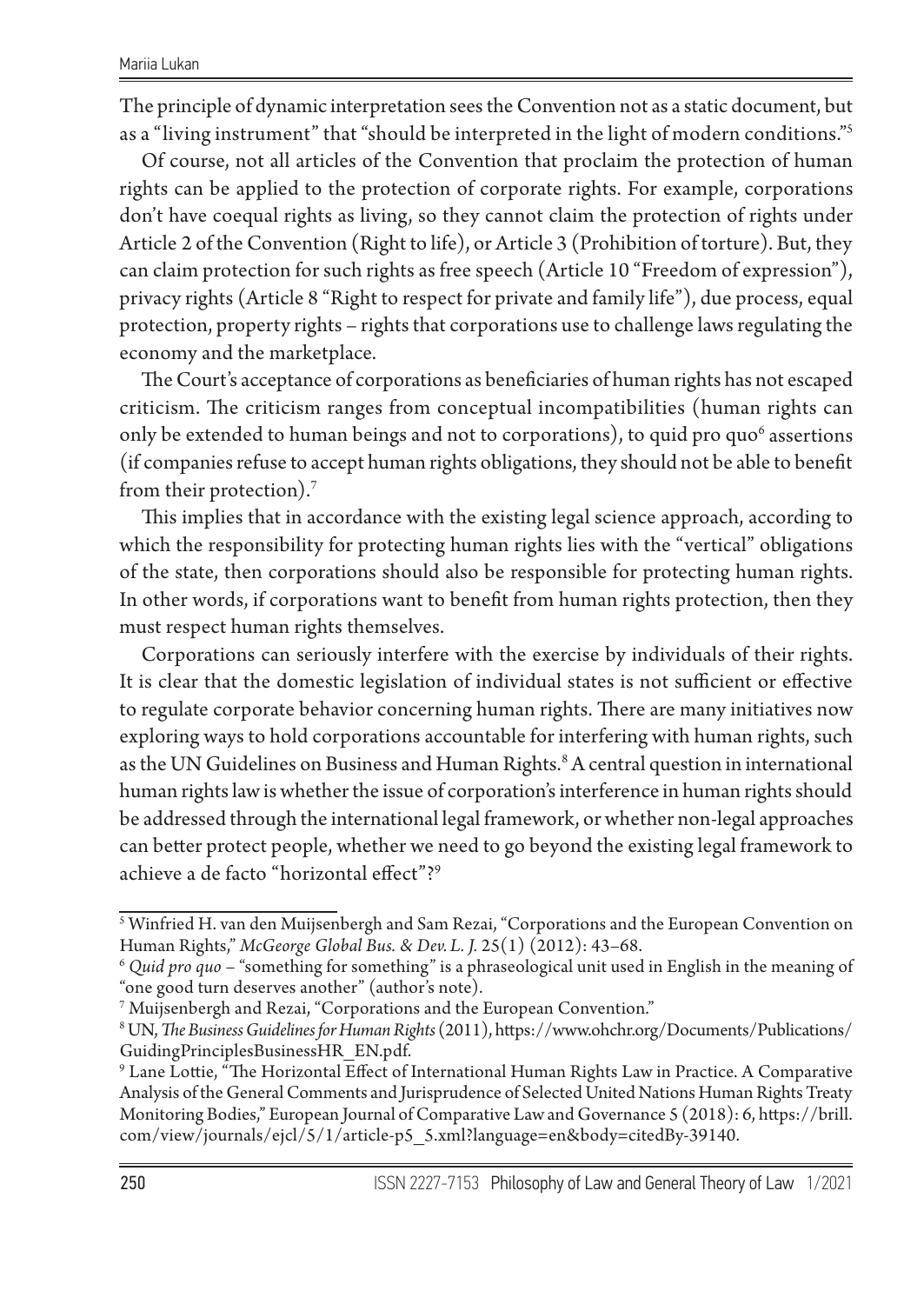The principle of dynamic interpretation sees the Convention not as a static document, but as a "living instrument" that "should be interpreted in the light of modern conditions."[5]

Of course, not all articles of the Convention that proclaim the protection of human rights can be applied to the protection of corporate rights. For example, corporations don't have coequal rights as living, so they cannot claim the protection of rights under Article 2 of the Convention (Right to life), or Article 3 (Prohibition of torture). But, they can claim protection for such rights as free speech (Article 10 "Freedom of expression"), privacy rights (Article 8 "Right to respect for private and family life"), due process, equal protection, property rights – rights that corporations use to challenge laws regulating the economy and the marketplace.

The Court's acceptance of corporations as beneficiaries of human rights has not escaped criticism. The criticism ranges from conceptual incompatibilities (human rights can only be extended to human beings and not to corporations), to quid pro quo[6] assertions (if companies refuse to accept human rights obligations, they should not be able to benefit from their protection).[7]

This implies that in accordance with the existing legal science approach, according to which the responsibility for protecting human rights lies with the "vertical" obligations of the state, then corporations should also be responsible for protecting human rights. In other words, if corporations want to benefit from human rights protection, then they must respect human rights themselves.

Corporations can seriously interfere with the exercise by individuals of their rights. It is clear that the domestic legislation of individual states is not sufficient or effective to regulate corporate behavior concerning human rights. There are many initiatives now exploring ways to hold corporations accountable for interfering with human rights, such as the UN Guidelines on Business and Human Rights.[8] A central question in international human rights law is whether the issue of corporation's interference in human rights should be addressed through the international legal framework, or whether non-legal approaches can better protect people, whether we need to go beyond the existing legal framework to achieve a de facto "horizontal effect"?[9]

---

[5] Winfried H. van den Muijsenbergh and Sam Rezai, "Corporations and the European Convention on Human Rights," *McGeorge Global Bus. & Dev. L. J.* 25(1) (2012): 43–68.

[6] *Quid pro quo* – "something for something" is a phraseological unit used in English in the meaning of "one good turn deserves another" (author's note).

[7] Muijsenbergh and Rezai, "Corporations and the European Convention."

[8] UN, *The Business Guidelines for Human Rights* (2011), https://www.ohchr.org/Documents/Publications/GuidingPrinciplesBusinessHR_EN.pdf.

[9] Lane Lottie, "The Horizontal Effect of International Human Rights Law in Practice. A Comparative Analysis of the General Comments and Jurisprudence of Selected United Nations Human Rights Treaty Monitoring Bodies," European Journal of Comparative Law and Governance 5 (2018): 6, https://brill.com/view/journals/ejcl/5/1/article-p5_5.xml?language=en&body=citedBy-39140.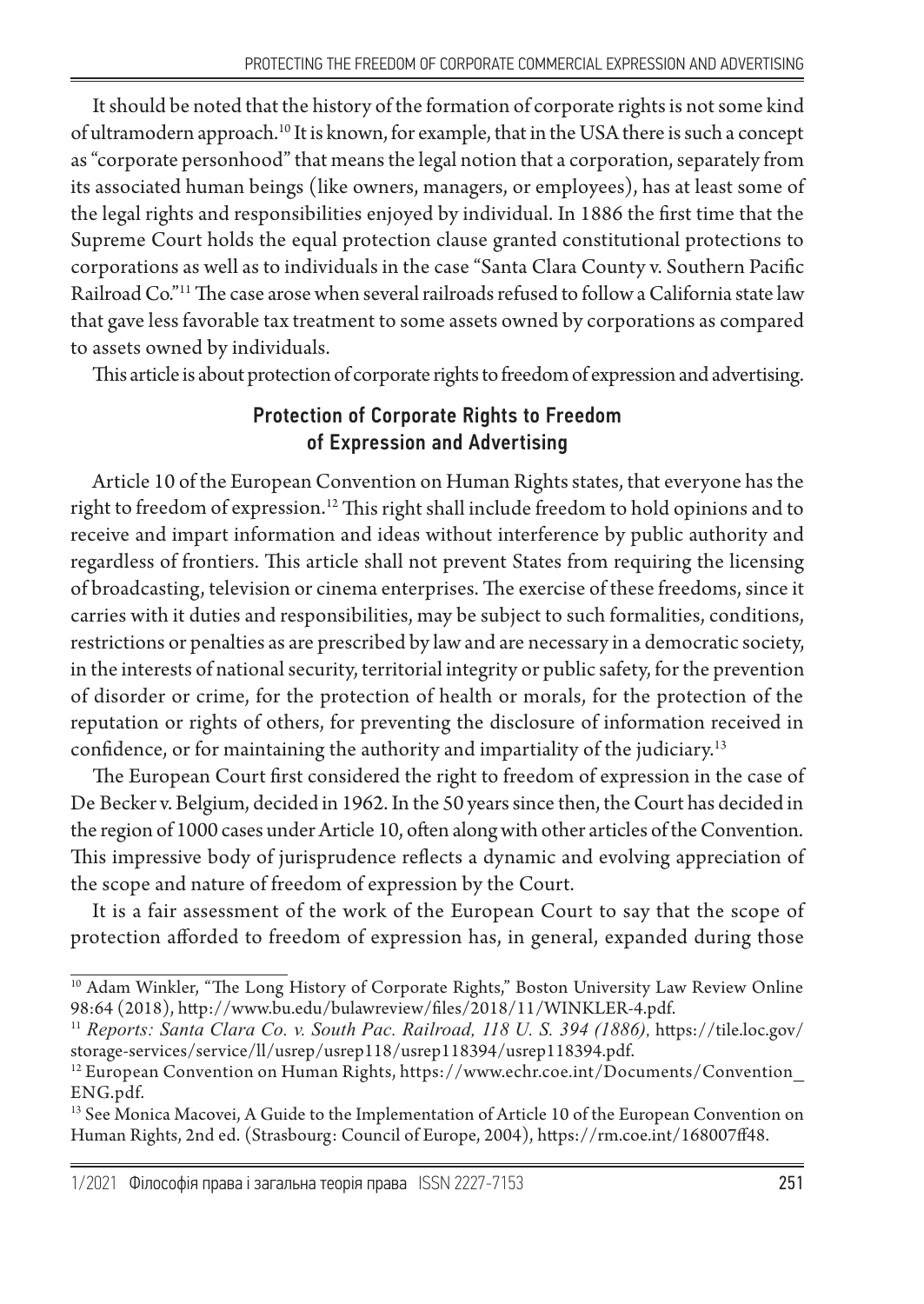It should be noted that the history of the formation of corporate rights is not some kind of ultramodern approach.[10] It is known, for example, that in the USA there is such a concept as "corporate personhood" that means the legal notion that a corporation, separately from its associated human beings (like owners, managers, or employees), has at least some of the legal rights and responsibilities enjoyed by individual. In 1886 the first time that the Supreme Court holds the equal protection clause granted constitutional protections to corporations as well as to individuals in the case "Santa Clara County v. Southern Pacific Railroad Co."[11] The case arose when several railroads refused to follow a California state law that gave less favorable tax treatment to some assets owned by corporations as compared to assets owned by individuals.

This article is about protection of corporate rights to freedom of expression and advertising.

## Protection of Corporate Rights to Freedom of Expression and Advertising

Article 10 of the European Convention on Human Rights states, that everyone has the right to freedom of expression.[12] This right shall include freedom to hold opinions and to receive and impart information and ideas without interference by public authority and regardless of frontiers. This article shall not prevent States from requiring the licensing of broadcasting, television or cinema enterprises. The exercise of these freedoms, since it carries with it duties and responsibilities, may be subject to such formalities, conditions, restrictions or penalties as are prescribed by law and are necessary in a democratic society, in the interests of national security, territorial integrity or public safety, for the prevention of disorder or crime, for the protection of health or morals, for the protection of the reputation or rights of others, for preventing the disclosure of information received in confidence, or for maintaining the authority and impartiality of the judiciary.[13]

The European Court first considered the right to freedom of expression in the case of De Becker v. Belgium, decided in 1962. In the 50 years since then, the Court has decided in the region of 1000 cases under Article 10, often along with other articles of the Convention. This impressive body of jurisprudence reflects a dynamic and evolving appreciation of the scope and nature of freedom of expression by the Court.

It is a fair assessment of the work of the European Court to say that the scope of protection afforded to freedom of expression has, in general, expanded during those

---

[10] Adam Winkler, "The Long History of Corporate Rights," Boston University Law Review Online 98:64 (2018), http://www.bu.edu/bulawreview/files/2018/11/WINKLER-4.pdf.

[11] *Reports: Santa Clara Co. v. South Pac. Railroad, 118 U. S. 394 (1886),* https://tile.loc.gov/storage-services/service/ll/usrep/usrep118/usrep118394/usrep118394.pdf.

[12] European Convention on Human Rights, https://www.echr.coe.int/Documents/Convention_ENG.pdf.

[13] See Monica Macovei, A Guide to the Implementation of Article 10 of the European Convention on Human Rights, 2nd ed. (Strasbourg: Council of Europe, 2004), https://rm.coe.int/168007ff48.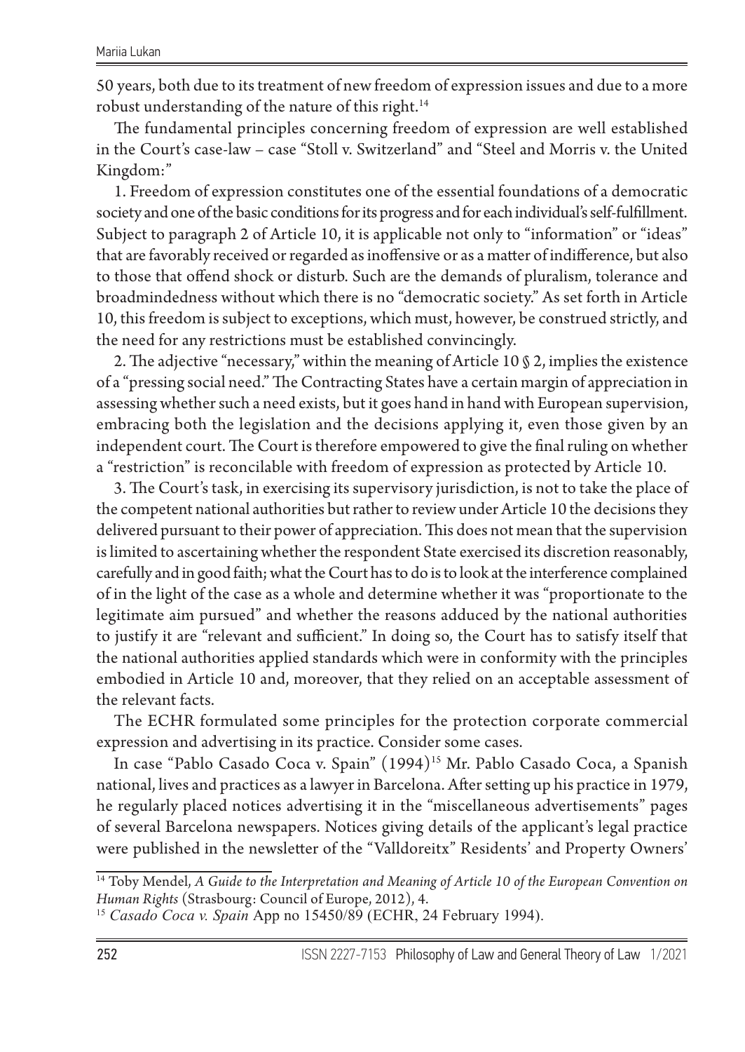50 years, both due to its treatment of new freedom of expression issues and due to a more robust understanding of the nature of this right.[14]

The fundamental principles concerning freedom of expression are well established in the Court's case-law – case "Stoll v. Switzerland" and "Steel and Morris v. the United Kingdom:"

1. Freedom of expression constitutes one of the essential foundations of a democratic society and one of the basic conditions for its progress and for each individual's self-fulfillment. Subject to paragraph 2 of Article 10, it is applicable not only to "information" or "ideas" that are favorably received or regarded as inoffensive or as a matter of indifference, but also to those that offend shock or disturb. Such are the demands of pluralism, tolerance and broadmindedness without which there is no "democratic society." As set forth in Article 10, this freedom is subject to exceptions, which must, however, be construed strictly, and the need for any restrictions must be established convincingly.

2. The adjective "necessary," within the meaning of Article 10 § 2, implies the existence of a "pressing social need." The Contracting States have a certain margin of appreciation in assessing whether such a need exists, but it goes hand in hand with European supervision, embracing both the legislation and the decisions applying it, even those given by an independent court. The Court is therefore empowered to give the final ruling on whether a "restriction" is reconcilable with freedom of expression as protected by Article 10.

3. The Court's task, in exercising its supervisory jurisdiction, is not to take the place of the competent national authorities but rather to review under Article 10 the decisions they delivered pursuant to their power of appreciation. This does not mean that the supervision is limited to ascertaining whether the respondent State exercised its discretion reasonably, carefully and in good faith; what the Court has to do is to look at the interference complained of in the light of the case as a whole and determine whether it was "proportionate to the legitimate aim pursued" and whether the reasons adduced by the national authorities to justify it are "relevant and sufficient." In doing so, the Court has to satisfy itself that the national authorities applied standards which were in conformity with the principles embodied in Article 10 and, moreover, that they relied on an acceptable assessment of the relevant facts.

The ECHR formulated some principles for the protection corporate commercial expression and advertising in its practice. Consider some cases.

In case "Pablo Casado Coca v. Spain" (1994)[15] Mr. Pablo Casado Coca, a Spanish national, lives and practices as a lawyer in Barcelona. After setting up his practice in 1979, he regularly placed notices advertising it in the "miscellaneous advertisements" pages of several Barcelona newspapers. Notices giving details of the applicant's legal practice were published in the newsletter of the "Valldoreitx" Residents' and Property Owners'

---

[14] Toby Mendel, *A Guide to the Interpretation and Meaning of Article 10 of the European Convention on Human Rights* (Strasbourg: Council of Europe, 2012), 4.

[15] *Casado Coca v. Spain* App no 15450/89 (ECHR, 24 February 1994).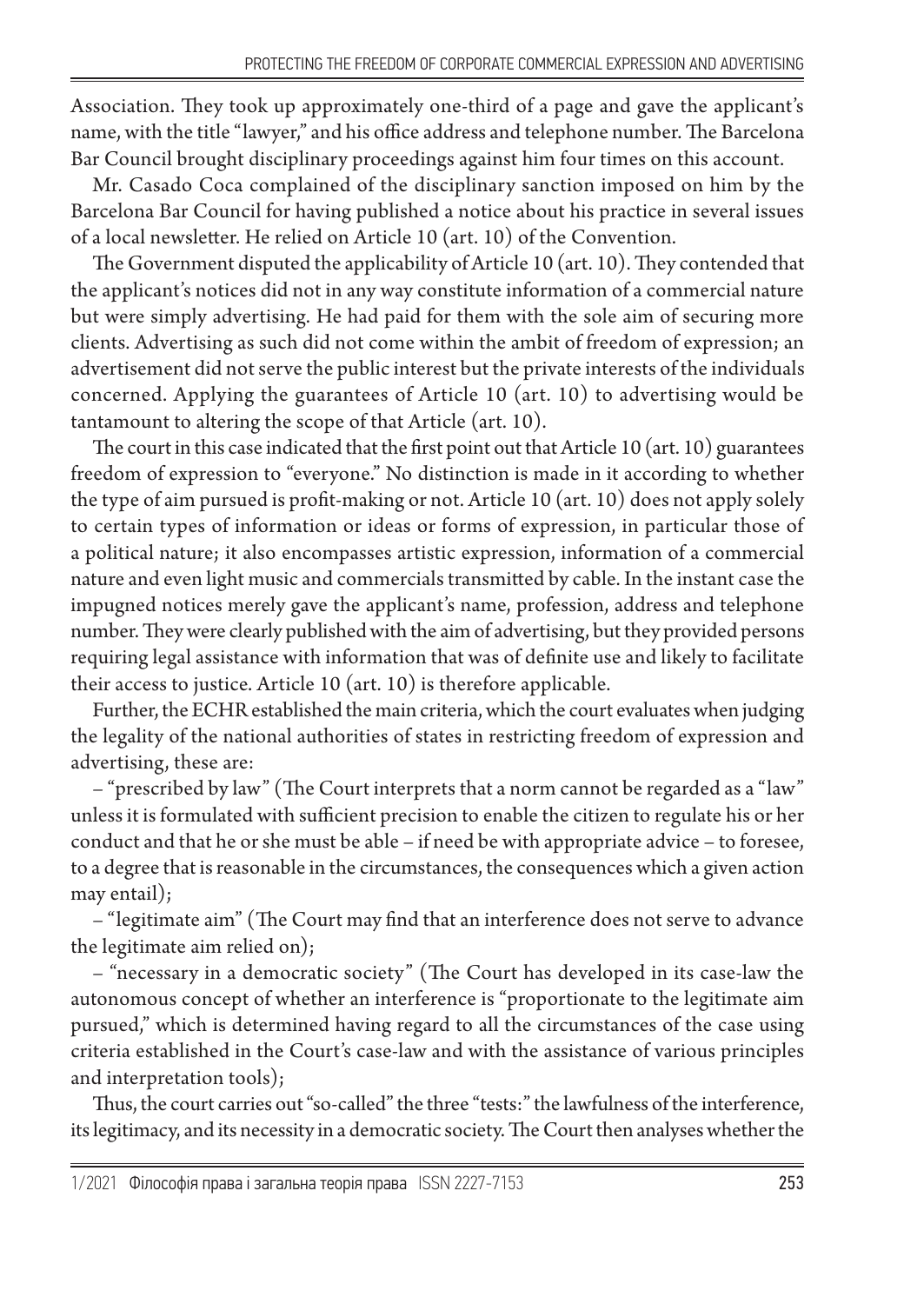Association. They took up approximately one-third of a page and gave the applicant's name, with the title "lawyer," and his office address and telephone number. The Barcelona Bar Council brought disciplinary proceedings against him four times on this account.

Mr. Casado Coca complained of the disciplinary sanction imposed on him by the Barcelona Bar Council for having published a notice about his practice in several issues of a local newsletter. He relied on Article 10 (art. 10) of the Convention.

The Government disputed the applicability of Article 10 (art. 10). They contended that the applicant's notices did not in any way constitute information of a commercial nature but were simply advertising. He had paid for them with the sole aim of securing more clients. Advertising as such did not come within the ambit of freedom of expression; an advertisement did not serve the public interest but the private interests of the individuals concerned. Applying the guarantees of Article 10 (art. 10) to advertising would be tantamount to altering the scope of that Article (art. 10).

The court in this case indicated that the first point out that Article 10 (art. 10) guarantees freedom of expression to "everyone." No distinction is made in it according to whether the type of aim pursued is profit-making or not. Article 10 (art. 10) does not apply solely to certain types of information or ideas or forms of expression, in particular those of a political nature; it also encompasses artistic expression, information of a commercial nature and even light music and commercials transmitted by cable. In the instant case the impugned notices merely gave the applicant's name, profession, address and telephone number. They were clearly published with the aim of advertising, but they provided persons requiring legal assistance with information that was of definite use and likely to facilitate their access to justice. Article 10 (art. 10) is therefore applicable.

Further, the ECHR established the main criteria, which the court evaluates when judging the legality of the national authorities of states in restricting freedom of expression and advertising, these are:

– "prescribed by law" (The Court interprets that a norm cannot be regarded as a "law" unless it is formulated with sufficient precision to enable the citizen to regulate his or her conduct and that he or she must be able – if need be with appropriate advice – to foresee, to a degree that is reasonable in the circumstances, the consequences which a given action may entail);

– "legitimate aim" (The Court may find that an interference does not serve to advance the legitimate aim relied on);

– "necessary in a democratic society" (The Court has developed in its case-law the autonomous concept of whether an interference is "proportionate to the legitimate aim pursued," which is determined having regard to all the circumstances of the case using criteria established in the Court's case-law and with the assistance of various principles and interpretation tools);

Thus, the court carries out "so-called" the three "tests:" the lawfulness of the interference, its legitimacy, and its necessity in a democratic society. The Court then analyses whether the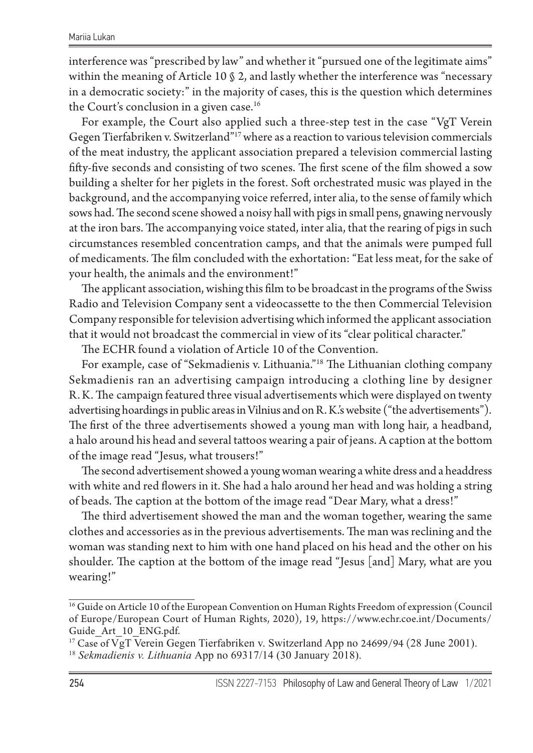interference was "prescribed by law" and whether it "pursued one of the legitimate aims" within the meaning of Article 10 § 2, and lastly whether the interference was "necessary in a democratic society:" in the majority of cases, this is the question which determines the Court's conclusion in a given case.[16]

For example, the Court also applied such a three-step test in the case "VgT Verein Gegen Tierfabriken v. Switzerland"[17] where as a reaction to various television commercials of the meat industry, the applicant association prepared a television commercial lasting fifty-five seconds and consisting of two scenes. The first scene of the film showed a sow building a shelter for her piglets in the forest. Soft orchestrated music was played in the background, and the accompanying voice referred, inter alia, to the sense of family which sows had. The second scene showed a noisy hall with pigs in small pens, gnawing nervously at the iron bars. The accompanying voice stated, inter alia, that the rearing of pigs in such circumstances resembled concentration camps, and that the animals were pumped full of medicaments. The film concluded with the exhortation: "Eat less meat, for the sake of your health, the animals and the environment!"

The applicant association, wishing this film to be broadcast in the programs of the Swiss Radio and Television Company sent a videocassette to the then Commercial Television Company responsible for television advertising which informed the applicant association that it would not broadcast the commercial in view of its "clear political character."

The ECHR found a violation of Article 10 of the Convention.

For example, case of "Sekmadienis v. Lithuania."[18] The Lithuanian clothing company Sekmadienis ran an advertising campaign introducing a clothing line by designer R. K. The campaign featured three visual advertisements which were displayed on twenty advertising hoardings in public areas in Vilnius and on R. K.'s website ("the advertisements"). The first of the three advertisements showed a young man with long hair, a headband, a halo around his head and several tattoos wearing a pair of jeans. A caption at the bottom of the image read "Jesus, what trousers!"

The second advertisement showed a young woman wearing a white dress and a headdress with white and red flowers in it. She had a halo around her head and was holding a string of beads. The caption at the bottom of the image read "Dear Mary, what a dress!"

The third advertisement showed the man and the woman together, wearing the same clothes and accessories as in the previous advertisements. The man was reclining and the woman was standing next to him with one hand placed on his head and the other on his shoulder. The caption at the bottom of the image read "Jesus [and] Mary, what are you wearing!"

---

[16] Guide on Article 10 of the European Convention on Human Rights Freedom of expression (Council of Europe/European Court of Human Rights, 2020), 19, https://www.echr.coe.int/Documents/Guide_Art_10_ENG.pdf.

[17] Case of VgT Verein Gegen Tierfabriken v. Switzerland App no 24699/94 (28 June 2001).

[18] *Sekmadienis v. Lithuania* App no 69317/14 (30 January 2018).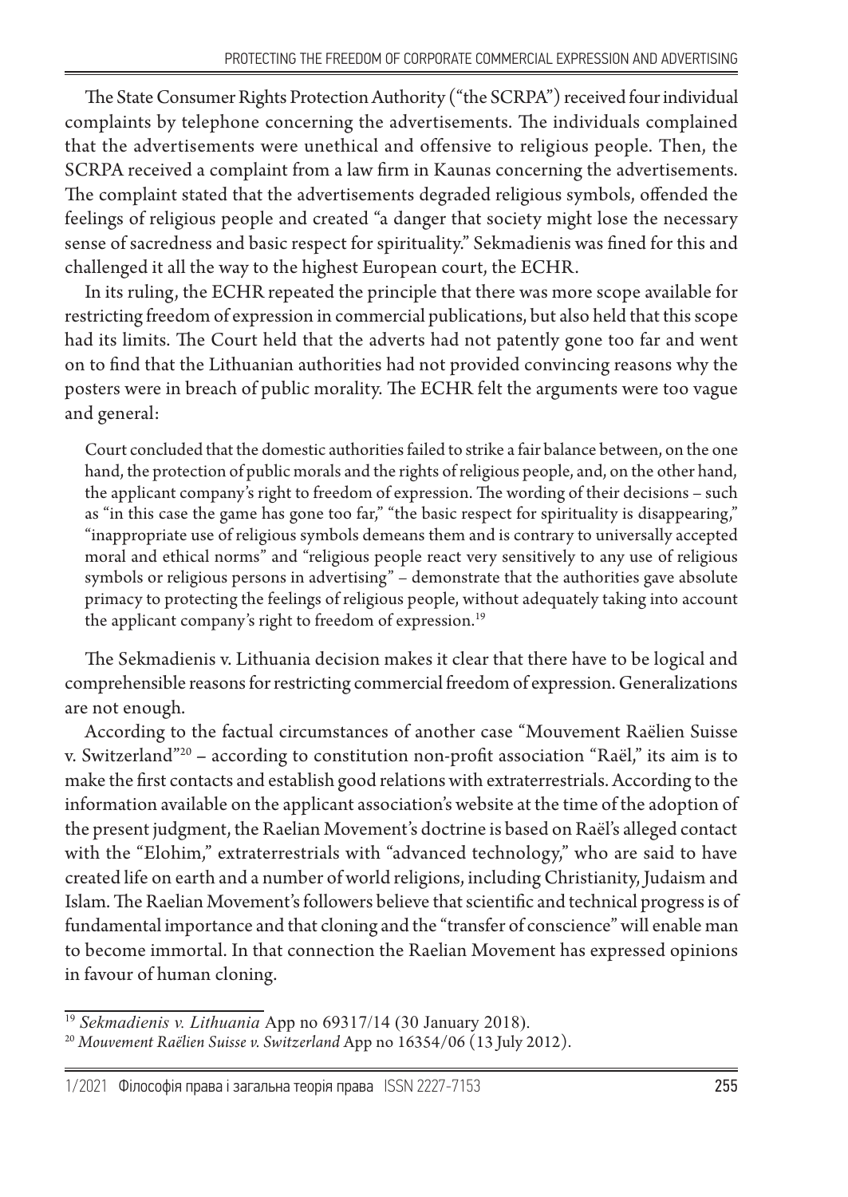The State Consumer Rights Protection Authority ("the SCRPA") received four individual complaints by telephone concerning the advertisements. The individuals complained that the advertisements were unethical and offensive to religious people. Then, the SCRPA received a complaint from a law firm in Kaunas concerning the advertisements. The complaint stated that the advertisements degraded religious symbols, offended the feelings of religious people and created "a danger that society might lose the necessary sense of sacredness and basic respect for spirituality." Sekmadienis was fined for this and challenged it all the way to the highest European court, the ECHR.

In its ruling, the ECHR repeated the principle that there was more scope available for restricting freedom of expression in commercial publications, but also held that this scope had its limits. The Court held that the adverts had not patently gone too far and went on to find that the Lithuanian authorities had not provided convincing reasons why the posters were in breach of public morality. The ECHR felt the arguments were too vague and general:

> Court concluded that the domestic authorities failed to strike a fair balance between, on the one hand, the protection of public morals and the rights of religious people, and, on the other hand, the applicant company's right to freedom of expression. The wording of their decisions – such as "in this case the game has gone too far," "the basic respect for spirituality is disappearing," "inappropriate use of religious symbols demeans them and is contrary to universally accepted moral and ethical norms" and "religious people react very sensitively to any use of religious symbols or religious persons in advertising" – demonstrate that the authorities gave absolute primacy to protecting the feelings of religious people, without adequately taking into account the applicant company's right to freedom of expression.[19]

The Sekmadienis v. Lithuania decision makes it clear that there have to be logical and comprehensible reasons for restricting commercial freedom of expression. Generalizations are not enough.

According to the factual circumstances of another case "Mouvement Raëlien Suisse v. Switzerland"[20] – according to constitution non-profit association "Raël," its aim is to make the first contacts and establish good relations with extraterrestrials. According to the information available on the applicant association's website at the time of the adoption of the present judgment, the Raelian Movement's doctrine is based on Raël's alleged contact with the "Elohim," extraterrestrials with "advanced technology," who are said to have created life on earth and a number of world religions, including Christianity, Judaism and Islam. The Raelian Movement's followers believe that scientific and technical progress is of fundamental importance and that cloning and the "transfer of conscience" will enable man to become immortal. In that connection the Raelian Movement has expressed opinions in favour of human cloning.

---

[19] *Sekmadienis v. Lithuania* App no 69317/14 (30 January 2018).

[20] *Mouvement Raëlien Suisse v. Switzerland* App no 16354/06 (13 July 2012).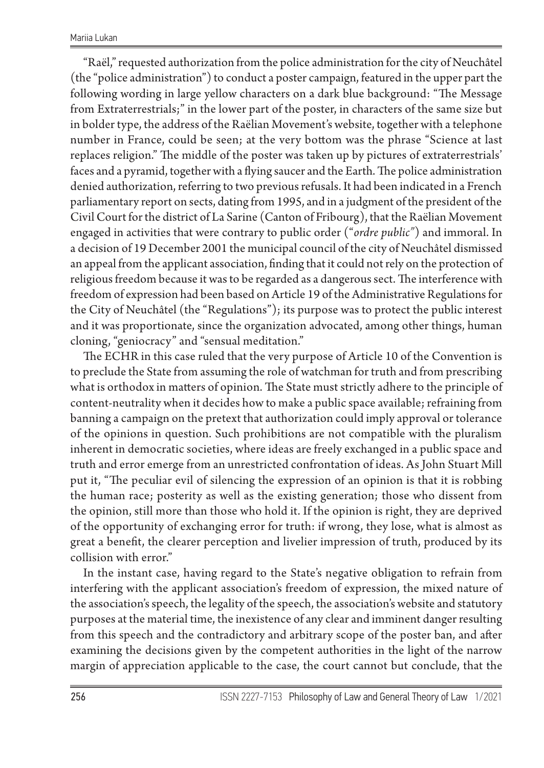"Raël," requested authorization from the police administration for the city of Neuchâtel (the "police administration") to conduct a poster campaign, featured in the upper part the following wording in large yellow characters on a dark blue background: "The Message from Extraterrestrials;" in the lower part of the poster, in characters of the same size but in bolder type, the address of the Raëlian Movement's website, together with a telephone number in France, could be seen; at the very bottom was the phrase "Science at last replaces religion." The middle of the poster was taken up by pictures of extraterrestrials' faces and a pyramid, together with a flying saucer and the Earth. The police administration denied authorization, referring to two previous refusals. It had been indicated in a French parliamentary report on sects, dating from 1995, and in a judgment of the president of the Civil Court for the district of La Sarine (Canton of Fribourg), that the Raëlian Movement engaged in activities that were contrary to public order ("*ordre public*") and immoral. In a decision of 19 December 2001 the municipal council of the city of Neuchâtel dismissed an appeal from the applicant association, finding that it could not rely on the protection of religious freedom because it was to be regarded as a dangerous sect. The interference with freedom of expression had been based on Article 19 of the Administrative Regulations for the City of Neuchâtel (the "Regulations"); its purpose was to protect the public interest and it was proportionate, since the organization advocated, among other things, human cloning, "geniocracy" and "sensual meditation."

The ECHR in this case ruled that the very purpose of Article 10 of the Convention is to preclude the State from assuming the role of watchman for truth and from prescribing what is orthodox in matters of opinion. The State must strictly adhere to the principle of content-neutrality when it decides how to make a public space available; refraining from banning a campaign on the pretext that authorization could imply approval or tolerance of the opinions in question. Such prohibitions are not compatible with the pluralism inherent in democratic societies, where ideas are freely exchanged in a public space and truth and error emerge from an unrestricted confrontation of ideas. As John Stuart Mill put it, "The peculiar evil of silencing the expression of an opinion is that it is robbing the human race; posterity as well as the existing generation; those who dissent from the opinion, still more than those who hold it. If the opinion is right, they are deprived of the opportunity of exchanging error for truth: if wrong, they lose, what is almost as great a benefit, the clearer perception and livelier impression of truth, produced by its collision with error."

In the instant case, having regard to the State's negative obligation to refrain from interfering with the applicant association's freedom of expression, the mixed nature of the association's speech, the legality of the speech, the association's website and statutory purposes at the material time, the inexistence of any clear and imminent danger resulting from this speech and the contradictory and arbitrary scope of the poster ban, and after examining the decisions given by the competent authorities in the light of the narrow margin of appreciation applicable to the case, the court cannot but conclude, that the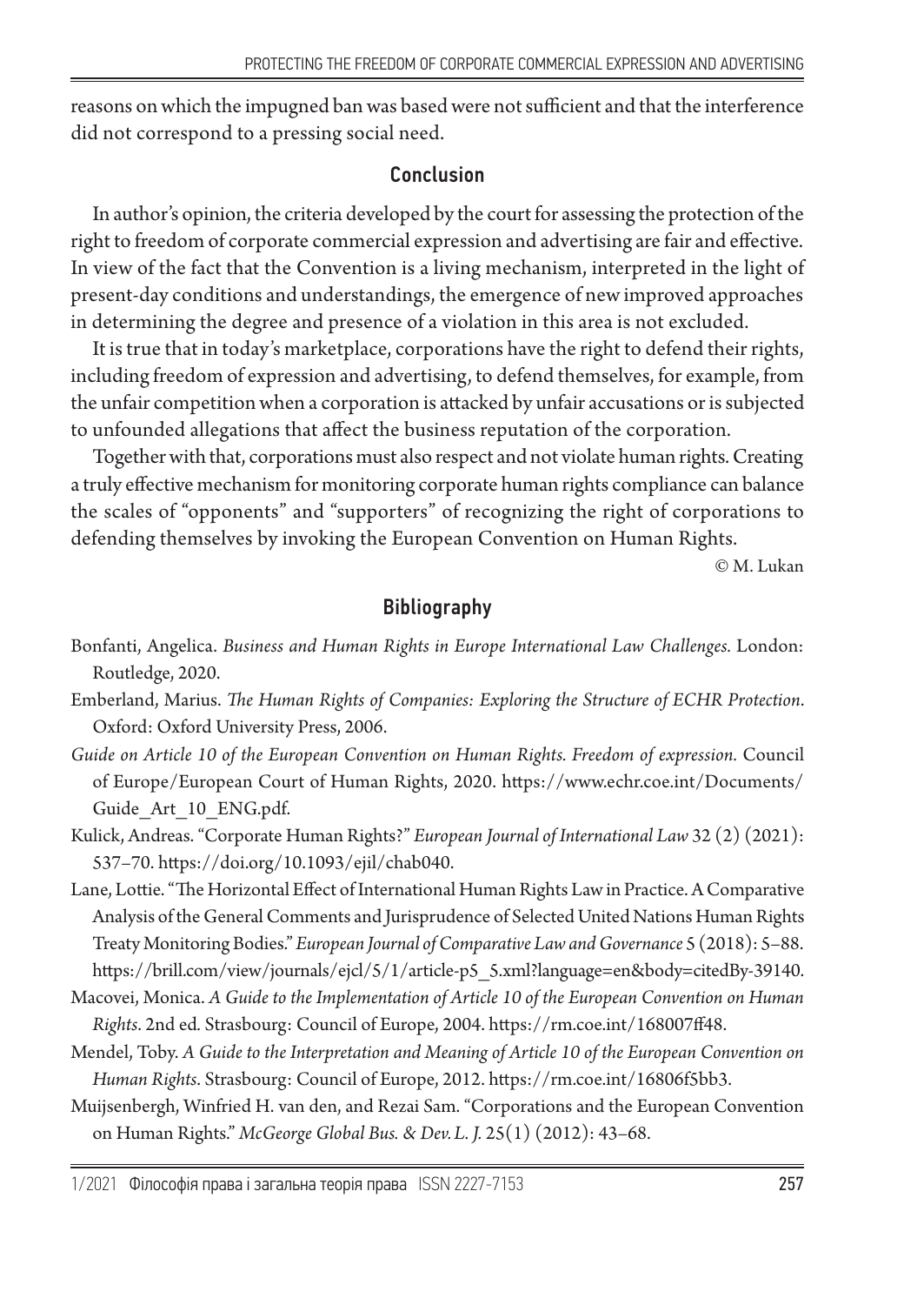reasons on which the impugned ban was based were not sufficient and that the interference did not correspond to a pressing social need.

## Conclusion

In author's opinion, the criteria developed by the court for assessing the protection of the right to freedom of corporate commercial expression and advertising are fair and effective. In view of the fact that the Convention is a living mechanism, interpreted in the light of present-day conditions and understandings, the emergence of new improved approaches in determining the degree and presence of a violation in this area is not excluded.

It is true that in today's marketplace, corporations have the right to defend their rights, including freedom of expression and advertising, to defend themselves, for example, from the unfair competition when a corporation is attacked by unfair accusations or is subjected to unfounded allegations that affect the business reputation of the corporation.

Together with that, corporations must also respect and not violate human rights. Creating a truly effective mechanism for monitoring corporate human rights compliance can balance the scales of "opponents" and "supporters" of recognizing the right of corporations to defending themselves by invoking the European Convention on Human Rights.

© M. Lukan

## Bibliography

Bonfanti, Angelica. *Business and Human Rights in Europe International Law Challenges*. London: Routledge, 2020.

Emberland, Marius. *The Human Rights of Companies: Exploring the Structure of ECHR Protection*. Oxford: Oxford University Press, 2006.

*Guide on Article 10 of the European Convention on Human Rights. Freedom of expression.* Council of Europe/European Court of Human Rights, 2020. https://www.echr.coe.int/Documents/Guide_Art_10_ENG.pdf.

Kulick, Andreas. "Corporate Human Rights?" *European Journal of International Law* 32 (2) (2021): 537–70. https://doi.org/10.1093/ejil/chab040.

Lane, Lottie. "The Horizontal Effect of International Human Rights Law in Practice. A Comparative Analysis of the General Comments and Jurisprudence of Selected United Nations Human Rights Treaty Monitoring Bodies." *European Journal of Comparative Law and Governance* 5 (2018): 5–88. https://brill.com/view/journals/ejcl/5/1/article-p5_5.xml?language=en&body=citedBy-39140.

Macovei, Monica. *A Guide to the Implementation of Article 10 of the European Convention on Human Rights*. 2nd ed*.* Strasbourg: Council of Europe, 2004. https://rm.coe.int/168007ff48.

Mendel, Toby. *A Guide to the Interpretation and Meaning of Article 10 of the European Convention on Human Rights*. Strasbourg: Council of Europe, 2012. https://rm.coe.int/16806f5bb3.

Muijsenbergh, Winfried H. van den, and Rezai Sam. "Corporations and the European Convention on Human Rights." *McGeorge Global Bus. & Dev. L. J.* 25(1) (2012): 43–68.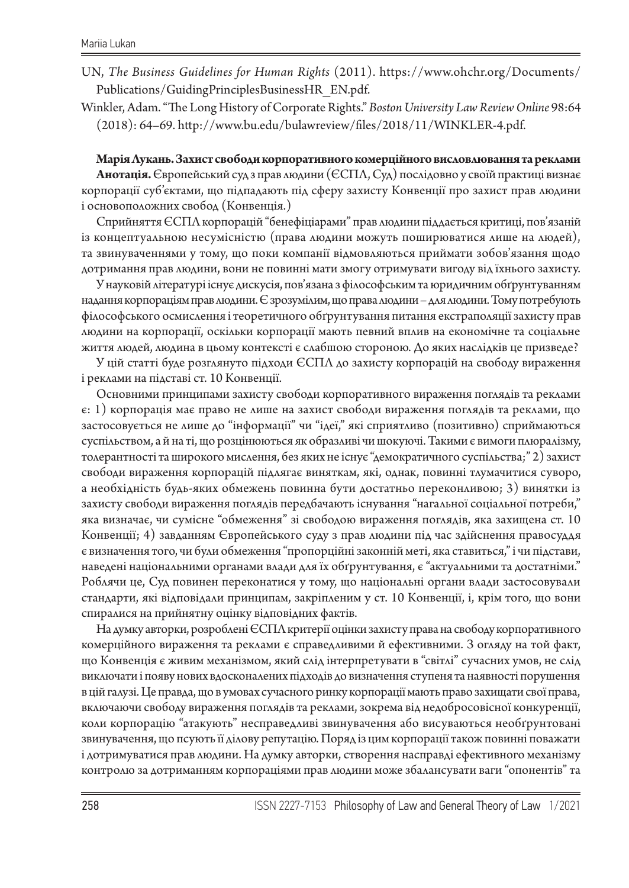UN, *The Business Guidelines for Human Rights* (2011). https://www.ohchr.org/Documents/Publications/GuidingPrinciplesBusinessHR_EN.pdf.

Winkler, Adam. "The Long History of Corporate Rights." *Boston University Law Review Online* 98:64 (2018): 64–69. http://www.bu.edu/bulawreview/files/2018/11/WINKLER-4.pdf.

**Марія Лукань. Захист свободи корпоративного комерційного висловлювання та реклами**

**Анотація.** Європейський суд з прав людини (ЄСПЛ, Суд) послідовно у своїй практиці визнає корпорації суб'єктами, що підпадають під сферу захисту Конвенції про захист прав людини і основоположних свобод (Конвенція.)

Сприйняття ЄСПЛ корпорацій "бенефіціарами" прав людини піддається критиці, пов'язаній із концептуальною несумісністю (права людини можуть поширюватися лише на людей), та звинуваченнями у тому, що поки компанії відмовляються приймати зобов'язання щодо дотримання прав людини, вони не повинні мати змогу отримувати вигоду від їхнього захисту.

У науковій літературі існує дискусія, пов'язана з філософським та юридичним обґрунтуванням надання корпораціям прав людини. Є зрозумілим, що права людини – для людини. Тому потребують філософського осмислення і теоретичного обґрунтування питання екстраполяції захисту прав людини на корпорації, оскільки корпорації мають певний вплив на економічне та соціальне життя людей, людина в цьому контексті є слабшою стороною. До яких наслідків це призведе?

У цій статті буде розглянуто підходи ЄСПЛ до захисту корпорацій на свободу вираження і реклами на підставі ст. 10 Конвенції.

Основними принципами захисту свободи корпоративного вираження поглядів та реклами є: 1) корпорація має право не лише на захист свободи вираження поглядів та реклами, що застосовується не лише до "інформації" чи "ідеї," які сприятливо (позитивно) сприймаються суспільством, а й на ті, що розцінюються як образливі чи шокуючі. Такими є вимоги плюралізму, толерантності та широкого мислення, без яких не існує "демократичного суспільства;" 2) захист свободи вираження корпорацій підлягає виняткам, які, однак, повинні тлумачитися суворо, а необхідність будь-яких обмежень повинна бути достатньо переконливою; 3) винятки із захисту свободи вираження поглядів передбачають існування "нагальної соціальної потреби," яка визначає, чи сумісне "обмеження" зі свободою вираження поглядів, яка захищена ст. 10 Конвенції; 4) завданням Європейського суду з прав людини під час здійснення правосуддя є визначення того, чи були обмеження "пропорційні законній меті, яка ставиться," і чи підстави, наведені національними органами влади для їх обґрунтування, є "актуальними та достатніми." Роблячи це, Суд повинен переконатися у тому, що національні органи влади застосовували стандарти, які відповідали принципам, закріпленим у ст. 10 Конвенції, і, крім того, що вони спиралися на прийнятну оцінку відповідних фактів.

На думку авторки, розроблені ЄСПЛ критерії оцінки захисту права на свободу корпоративного комерційного вираження та реклами є справедливими й ефективними. З огляду на той факт, що Конвенція є живим механізмом, який слід інтерпретувати в "світлі" сучасних умов, не слід виключати і появу нових вдосконалених підходів до визначення ступеня та наявності порушення в цій галузі. Це правда, що в умовах сучасного ринку корпорації мають право захищати свої права, включаючи свободу вираження поглядів та реклами, зокрема від недобросовісної конкуренції, коли корпорацію "атакують" несправедливі звинувачення або висуваються необґрунтовані звинувачення, що псують її ділову репутацію. Поряд із цим корпорації також повинні поважати і дотримуватися прав людини. На думку авторки, створення насправді ефективного механізму контролю за дотриманням корпораціями прав людини може збалансувати ваги "опонентів" та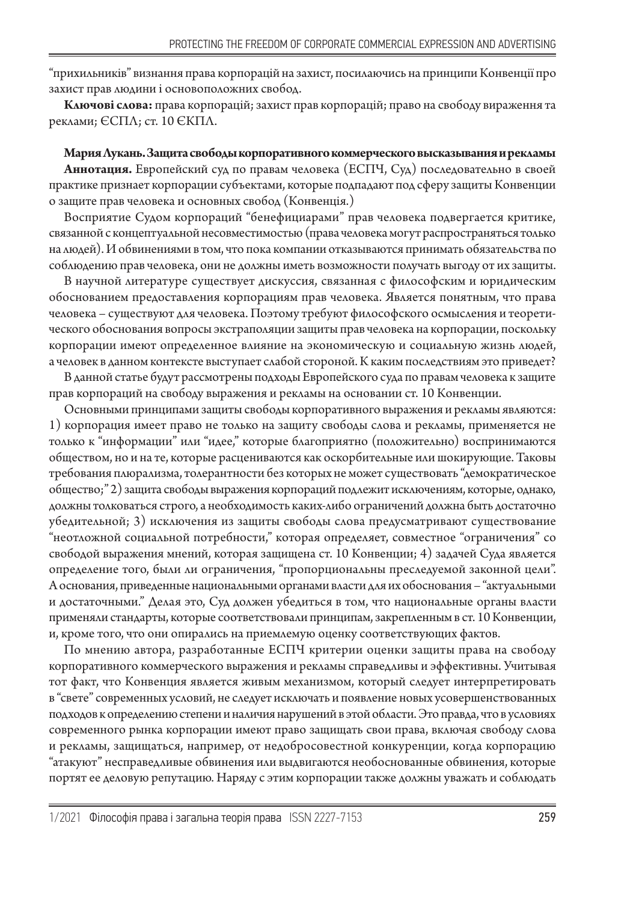"прихильників" визнання права корпорацій на захист, посилаючись на принципи Конвенції про захист прав людини і основоположних свобод.

**Ключові слова:** права корпорацій; захист прав корпорацій; право на свободу вираження та реклами; ЄСПЛ; ст. 10 ЄКПЛ.

**Мария Лукань. Защита свободы корпоративного коммерческого высказывания и рекламы**

**Аннотация.** Европейский суд по правам человека (ЕСПЧ, Суд) последовательно в своей практике признает корпорации субъектами, которые подпадают под сферу защиты Конвенции о защите прав человека и основных свобод (Конвенція.)

Восприятие Судом корпораций "бенефициарами" прав человека подвергается критике, связанной с концептуальной несовместимостью (права человека могут распространяться только на людей). И обвинениями в том, что пока компании отказываются принимать обязательства по соблюдению прав человека, они не должны иметь возможности получать выгоду от их защиты.

В научной литературе существует дискуссия, связанная с философским и юридическим обоснованием предоставления корпорациям прав человека. Является понятным, что права человека – существуют для человека. Поэтому требуют философского осмысления и теоретического обоснования вопросы экстраполяции защиты прав человека на корпорации, поскольку корпорации имеют определенное влияние на экономическую и социальную жизнь людей, а человек в данном контексте выступает слабой стороной. К каким последствиям это приведет?

В данной статье будут рассмотрены подходы Европейского суда по правам человека к защите прав корпораций на свободу выражения и рекламы на основании ст. 10 Конвенции.

Основными принципами защиты свободы корпоративного выражения и рекламы являются: 1) корпорация имеет право не только на защиту свободы слова и рекламы, применяется не только к "информации" или "идее," которые благоприятно (положительно) воспринимаются обществом, но и на те, которые расцениваются как оскорбительные или шокирующие. Таковы требования плюрализма, толерантности без которых не может существовать "демократическое общество;" 2) защита свободы выражения корпораций подлежит исключениям, которые, однако, должны толковаться строго, а необходимость каких-либо ограничений должна быть достаточно убедительной; 3) исключения из защиты свободы слова предусматривают существование "неотложной социальной потребности," которая определяет, совместное "ограничения" со свободой выражения мнений, которая защищена ст. 10 Конвенции; 4) задачей Суда является определение того, были ли ограничения, "пропорциональны преследуемой законной цели". А основания, приведенные национальными органами власти для их обоснования – "актуальными и достаточными." Делая это, Суд должен убедиться в том, что национальные органы власти применяли стандарты, которые соответствовали принципам, закрепленным в ст. 10 Конвенции, и, кроме того, что они опирались на приемлемую оценку соответствующих фактов.

По мнению автора, разработанные ЕСПЧ критерии оценки защиты права на свободу корпоративного коммерческого выражения и рекламы справедливы и эффективны. Учитывая тот факт, что Конвенция является живым механизмом, который следует интерпретировать в "свете" современных условий, не следует исключать и появление новых усовершенствованных подходов к определению степени и наличия нарушений в этой области. Это правда, что в условиях современного рынка корпорации имеют право защищать свои права, включая свободу слова и рекламы, защищаться, например, от недобросовестной конкуренции, когда корпорацию "атакуют" несправедливые обвинения или выдвигаются необоснованные обвинения, которые портят ее деловую репутацию. Наряду с этим корпорации также должны уважать и соблюдать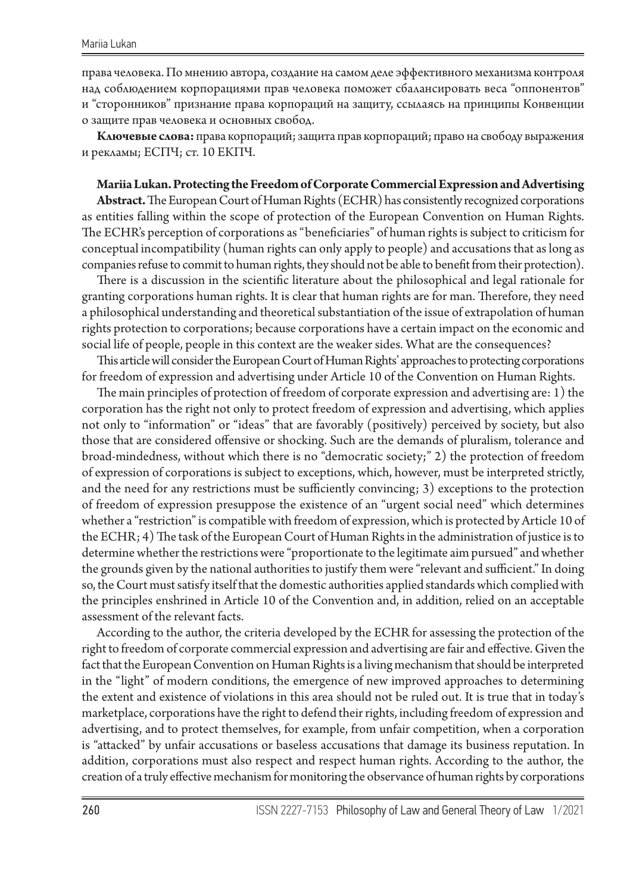права человека. По мнению автора, создание на самом деле эффективного механизма контроля над соблюдением корпорациями прав человека поможет сбалансировать веса "оппонентов" и "сторонников" признание права корпораций на защиту, ссылаясь на принципы Конвенции о защите прав человека и основных свобод.

**Ключевые слова:** права корпораций; защита прав корпораций; право на свободу выражения и рекламы; ЕСПЧ; ст. 10 ЕКПЧ.

**Mariia Lukan. Protecting the Freedom of Corporate Commercial Expression and Advertising**

**Abstract.** The European Court of Human Rights (ECHR) has consistently recognized corporations as entities falling within the scope of protection of the European Convention on Human Rights. The ECHR's perception of corporations as "beneficiaries" of human rights is subject to criticism for conceptual incompatibility (human rights can only apply to people) and accusations that as long as companies refuse to commit to human rights, they should not be able to benefit from their protection).

There is a discussion in the scientific literature about the philosophical and legal rationale for granting corporations human rights. It is clear that human rights are for man. Therefore, they need a philosophical understanding and theoretical substantiation of the issue of extrapolation of human rights protection to corporations; because corporations have a certain impact on the economic and social life of people, people in this context are the weaker sides. What are the consequences?

This article will consider the European Court of Human Rights' approaches to protecting corporations for freedom of expression and advertising under Article 10 of the Convention on Human Rights.

The main principles of protection of freedom of corporate expression and advertising are: 1) the corporation has the right not only to protect freedom of expression and advertising, which applies not only to "information" or "ideas" that are favorably (positively) perceived by society, but also those that are considered offensive or shocking. Such are the demands of pluralism, tolerance and broad-mindedness, without which there is no "democratic society;" 2) the protection of freedom of expression of corporations is subject to exceptions, which, however, must be interpreted strictly, and the need for any restrictions must be sufficiently convincing; 3) exceptions to the protection of freedom of expression presuppose the existence of an "urgent social need" which determines whether a "restriction" is compatible with freedom of expression, which is protected by Article 10 of the ECHR; 4) The task of the European Court of Human Rights in the administration of justice is to determine whether the restrictions were "proportionate to the legitimate aim pursued" and whether the grounds given by the national authorities to justify them were "relevant and sufficient." In doing so, the Court must satisfy itself that the domestic authorities applied standards which complied with the principles enshrined in Article 10 of the Convention and, in addition, relied on an acceptable assessment of the relevant facts.

According to the author, the criteria developed by the ECHR for assessing the protection of the right to freedom of corporate commercial expression and advertising are fair and effective. Given the fact that the European Convention on Human Rights is a living mechanism that should be interpreted in the "light" of modern conditions, the emergence of new improved approaches to determining the extent and existence of violations in this area should not be ruled out. It is true that in today's marketplace, corporations have the right to defend their rights, including freedom of expression and advertising, and to protect themselves, for example, from unfair competition, when a corporation is "attacked" by unfair accusations or baseless accusations that damage its business reputation. In addition, corporations must also respect and respect human rights. According to the author, the creation of a truly effective mechanism for monitoring the observance of human rights by corporations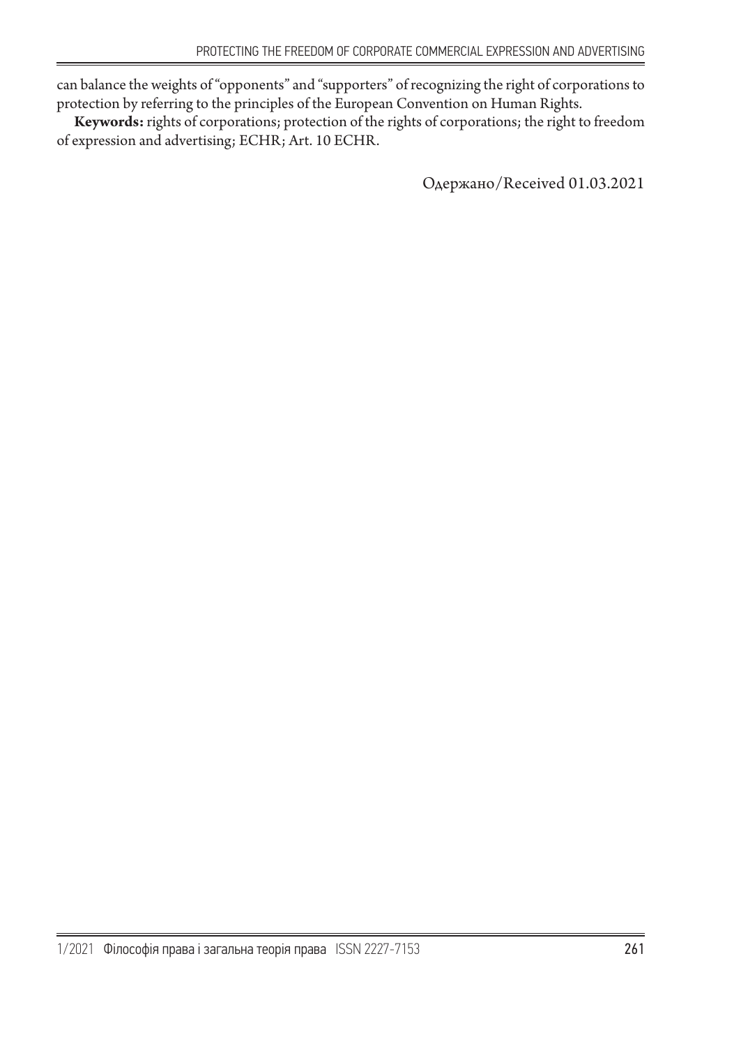can balance the weights of "opponents" and "supporters" of recognizing the right of corporations to protection by referring to the principles of the European Convention on Human Rights.

**Keywords:** rights of corporations; protection of the rights of corporations; the right to freedom of expression and advertising; ECHR; Art. 10 ECHR.

Одержано/Received 01.03.2021